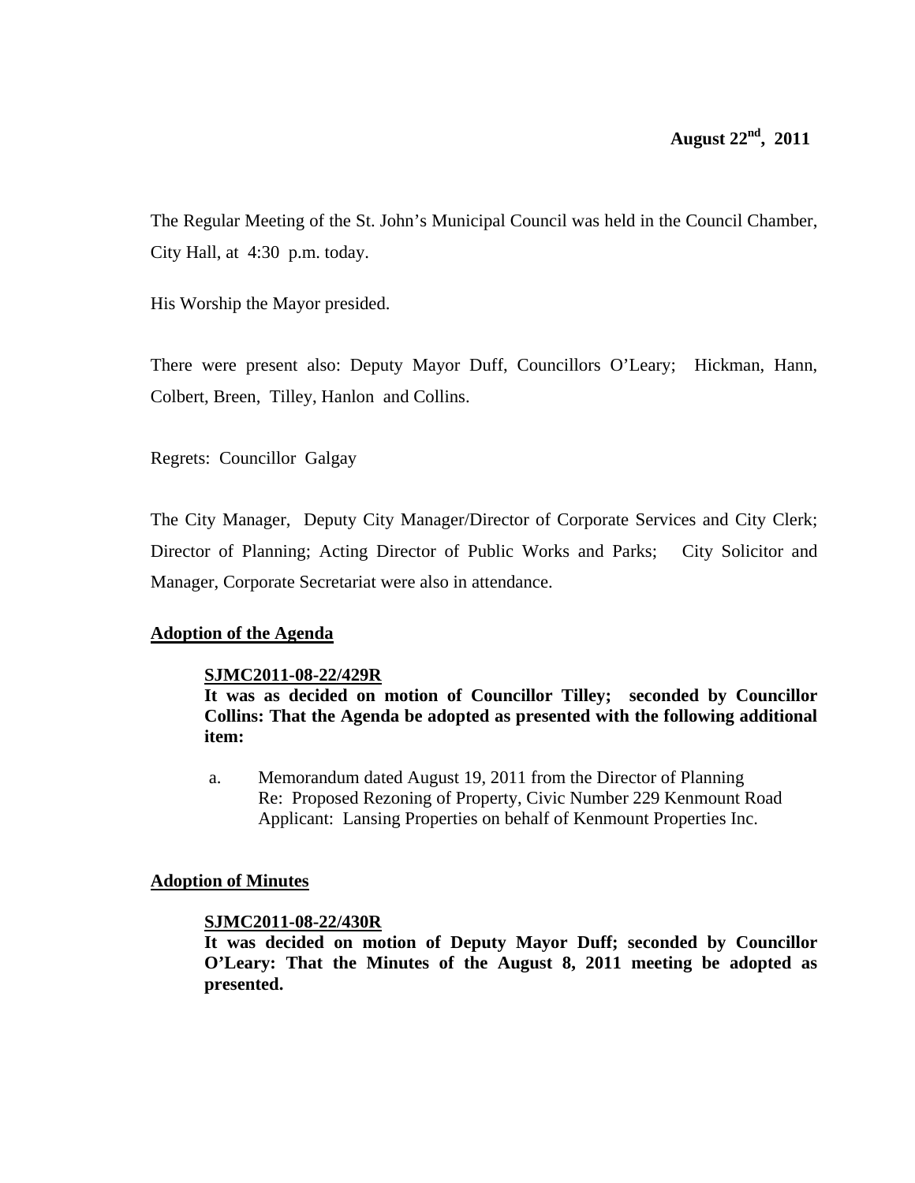**August 22nd, 2011**

The Regular Meeting of the St. John's Municipal Council was held in the Council Chamber, City Hall, at 4:30 p.m. today.

His Worship the Mayor presided.

There were present also: Deputy Mayor Duff, Councillors O'Leary; Hickman, Hann, Colbert, Breen, Tilley, Hanlon and Collins.

Regrets: Councillor Galgay

The City Manager, Deputy City Manager/Director of Corporate Services and City Clerk; Director of Planning; Acting Director of Public Works and Parks; City Solicitor and Manager, Corporate Secretariat were also in attendance.

## Adoption of the Agenda

**SJMC2011-08-22/429R**

**It was as decided on motion of Councillor Tilley; seconded by Councillor Collins: That the Agenda be adopted as presented with the following additional item:**

a. Memorandum dated August 19, 2011 from the Director of Planning
   Re: Proposed Rezoning of Property, Civic Number 229 Kenmount Road
   Applicant: Lansing Properties on behalf of Kenmount Properties Inc.

## Adoption of Minutes

**SJMC2011-08-22/430R**

**It was decided on motion of Deputy Mayor Duff; seconded by Councillor O'Leary: That the Minutes of the August 8, 2011 meeting be adopted as presented.**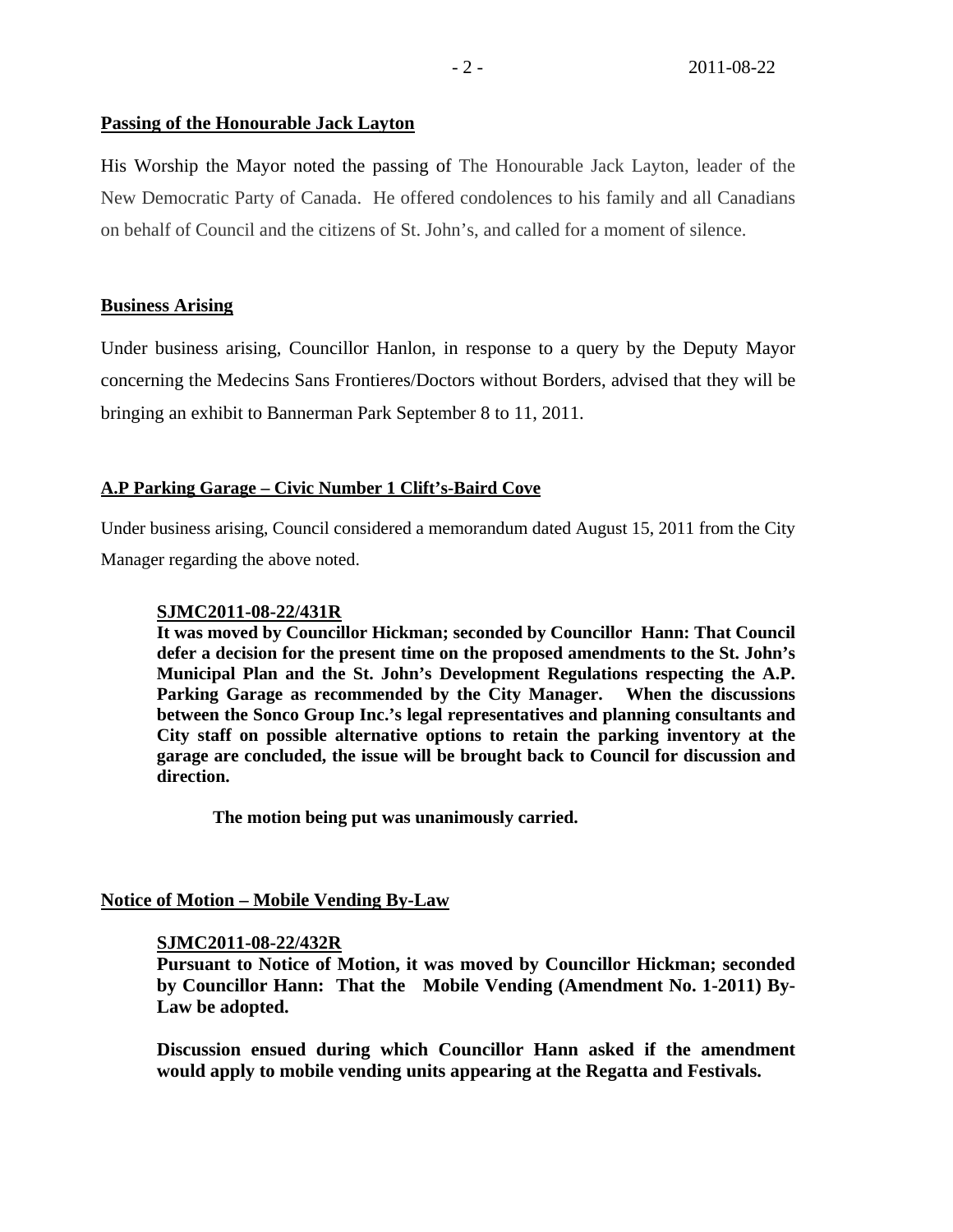**Passing of the Honourable Jack Layton**

His Worship the Mayor noted the passing of The Honourable Jack Layton, leader of the New Democratic Party of Canada. He offered condolences to his family and all Canadians on behalf of Council and the citizens of St. John's, and called for a moment of silence.

**Business Arising**

Under business arising, Councillor Hanlon, in response to a query by the Deputy Mayor concerning the Medecins Sans Frontieres/Doctors without Borders, advised that they will be bringing an exhibit to Bannerman Park September 8 to 11, 2011.

**A.P Parking Garage – Civic Number 1 Clift's-Baird Cove**

Under business arising, Council considered a memorandum dated August 15, 2011 from the City Manager regarding the above noted.

> **SJMC2011-08-22/431R**
> **It was moved by Councillor Hickman; seconded by Councillor Hann: That Council defer a decision for the present time on the proposed amendments to the St. John's Municipal Plan and the St. John's Development Regulations respecting the A.P. Parking Garage as recommended by the City Manager. When the discussions between the Sonco Group Inc.'s legal representatives and planning consultants and City staff on possible alternative options to retain the parking inventory at the garage are concluded, the issue will be brought back to Council for discussion and direction.**
>
> **The motion being put was unanimously carried.**

**Notice of Motion – Mobile Vending By-Law**

> **SJMC2011-08-22/432R**
> **Pursuant to Notice of Motion, it was moved by Councillor Hickman; seconded by Councillor Hann: That the Mobile Vending (Amendment No. 1-2011) By-Law be adopted.**
>
> **Discussion ensued during which Councillor Hann asked if the amendment would apply to mobile vending units appearing at the Regatta and Festivals.**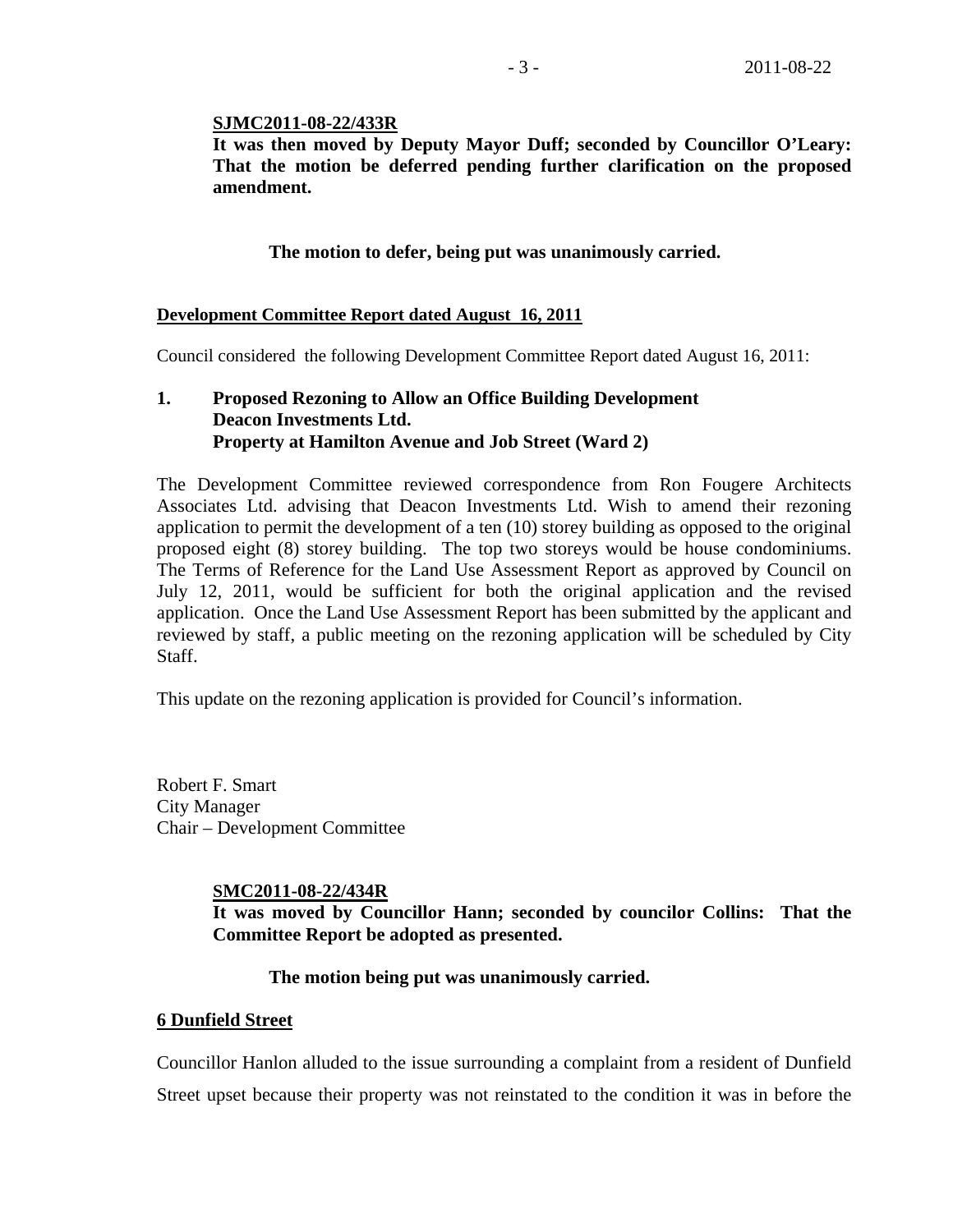**SJMC2011-08-22/433R**

**It was then moved by Deputy Mayor Duff; seconded by Councillor O'Leary: That the motion be deferred pending further clarification on the proposed amendment.**

**The motion to defer, being put was unanimously carried.**

**Development Committee Report dated August 16, 2011**

Council considered the following Development Committee Report dated August 16, 2011:

**1. Proposed Rezoning to Allow an Office Building Development
Deacon Investments Ltd.
Property at Hamilton Avenue and Job Street (Ward 2)**

The Development Committee reviewed correspondence from Ron Fougere Architects Associates Ltd. advising that Deacon Investments Ltd. Wish to amend their rezoning application to permit the development of a ten (10) storey building as opposed to the original proposed eight (8) storey building. The top two storeys would be house condominiums. The Terms of Reference for the Land Use Assessment Report as approved by Council on July 12, 2011, would be sufficient for both the original application and the revised application. Once the Land Use Assessment Report has been submitted by the applicant and reviewed by staff, a public meeting on the rezoning application will be scheduled by City Staff.

This update on the rezoning application is provided for Council's information.

Robert F. Smart
City Manager
Chair – Development Committee

**SMC2011-08-22/434R**

**It was moved by Councillor Hann; seconded by councilor Collins: That the Committee Report be adopted as presented.**

**The motion being put was unanimously carried.**

**6 Dunfield Street**

Councillor Hanlon alluded to the issue surrounding a complaint from a resident of Dunfield Street upset because their property was not reinstated to the condition it was in before the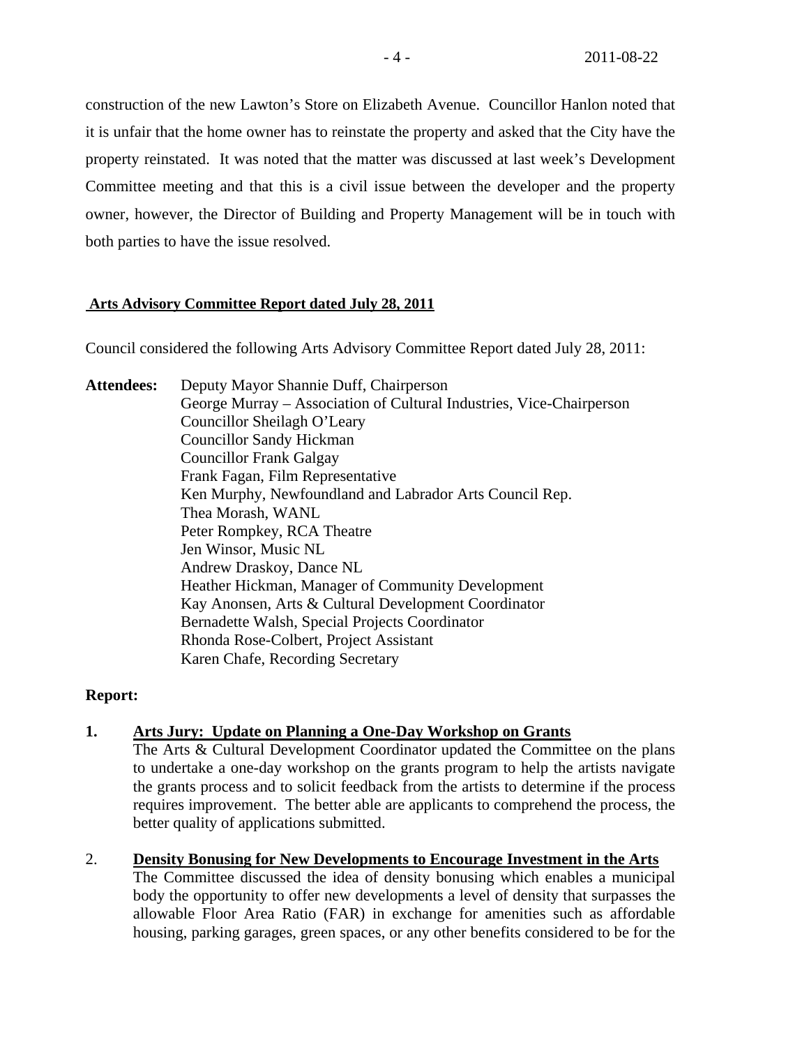construction of the new Lawton's Store on Elizabeth Avenue. Councillor Hanlon noted that it is unfair that the home owner has to reinstate the property and asked that the City have the property reinstated. It was noted that the matter was discussed at last week's Development Committee meeting and that this is a civil issue between the developer and the property owner, however, the Director of Building and Property Management will be in touch with both parties to have the issue resolved.

## Arts Advisory Committee Report dated July 28, 2011

Council considered the following Arts Advisory Committee Report dated July 28, 2011:

**Attendees:**
Deputy Mayor Shannie Duff, Chairperson
George Murray – Association of Cultural Industries, Vice-Chairperson
Councillor Sheilagh O'Leary
Councillor Sandy Hickman
Councillor Frank Galgay
Frank Fagan, Film Representative
Ken Murphy, Newfoundland and Labrador Arts Council Rep.
Thea Morash, WANL
Peter Rompkey, RCA Theatre
Jen Winsor, Music NL
Andrew Draskoy, Dance NL
Heather Hickman, Manager of Community Development
Kay Anonsen, Arts & Cultural Development Coordinator
Bernadette Walsh, Special Projects Coordinator
Rhonda Rose-Colbert, Project Assistant
Karen Chafe, Recording Secretary

**Report:**

1. **Arts Jury: Update on Planning a One-Day Workshop on Grants**
   The Arts & Cultural Development Coordinator updated the Committee on the plans to undertake a one-day workshop on the grants program to help the artists navigate the grants process and to solicit feedback from the artists to determine if the process requires improvement. The better able are applicants to comprehend the process, the better quality of applications submitted.

2. **Density Bonusing for New Developments to Encourage Investment in the Arts**
   The Committee discussed the idea of density bonusing which enables a municipal body the opportunity to offer new developments a level of density that surpasses the allowable Floor Area Ratio (FAR) in exchange for amenities such as affordable housing, parking garages, green spaces, or any other benefits considered to be for the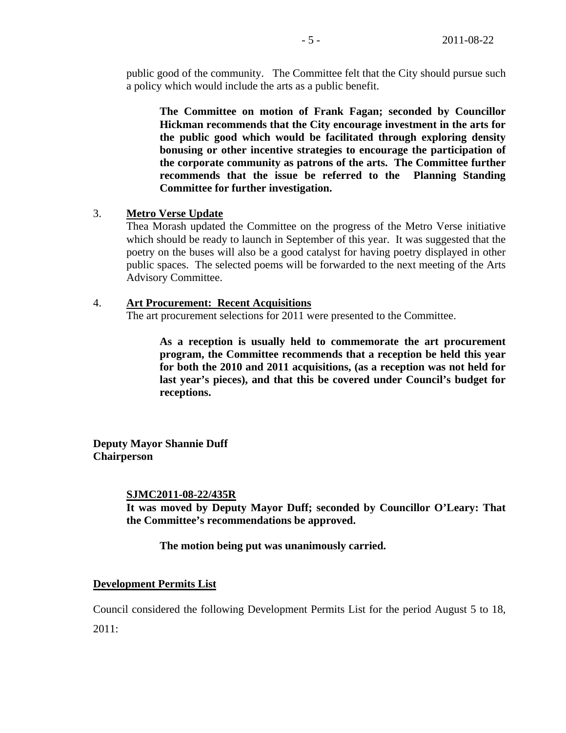public good of the community. The Committee felt that the City should pursue such a policy which would include the arts as a public benefit.

> **The Committee on motion of Frank Fagan; seconded by Councillor Hickman recommends that the City encourage investment in the arts for the public good which would be facilitated through exploring density bonusing or other incentive strategies to encourage the participation of the corporate community as patrons of the arts. The Committee further recommends that the issue be referred to the Planning Standing Committee for further investigation.**

3. **Metro Verse Update**

   Thea Morash updated the Committee on the progress of the Metro Verse initiative which should be ready to launch in September of this year. It was suggested that the poetry on the buses will also be a good catalyst for having poetry displayed in other public spaces. The selected poems will be forwarded to the next meeting of the Arts Advisory Committee.

4. **Art Procurement: Recent Acquisitions**

   The art procurement selections for 2011 were presented to the Committee.

> **As a reception is usually held to commemorate the art procurement program, the Committee recommends that a reception be held this year for both the 2010 and 2011 acquisitions, (as a reception was not held for last year's pieces), and that this be covered under Council's budget for receptions.**

**Deputy Mayor Shannie Duff**
**Chairperson**

**SJMC2011-08-22/435R**

**It was moved by Deputy Mayor Duff; seconded by Councillor O'Leary: That the Committee's recommendations be approved.**

**The motion being put was unanimously carried.**

**Development Permits List**

Council considered the following Development Permits List for the period August 5 to 18, 2011: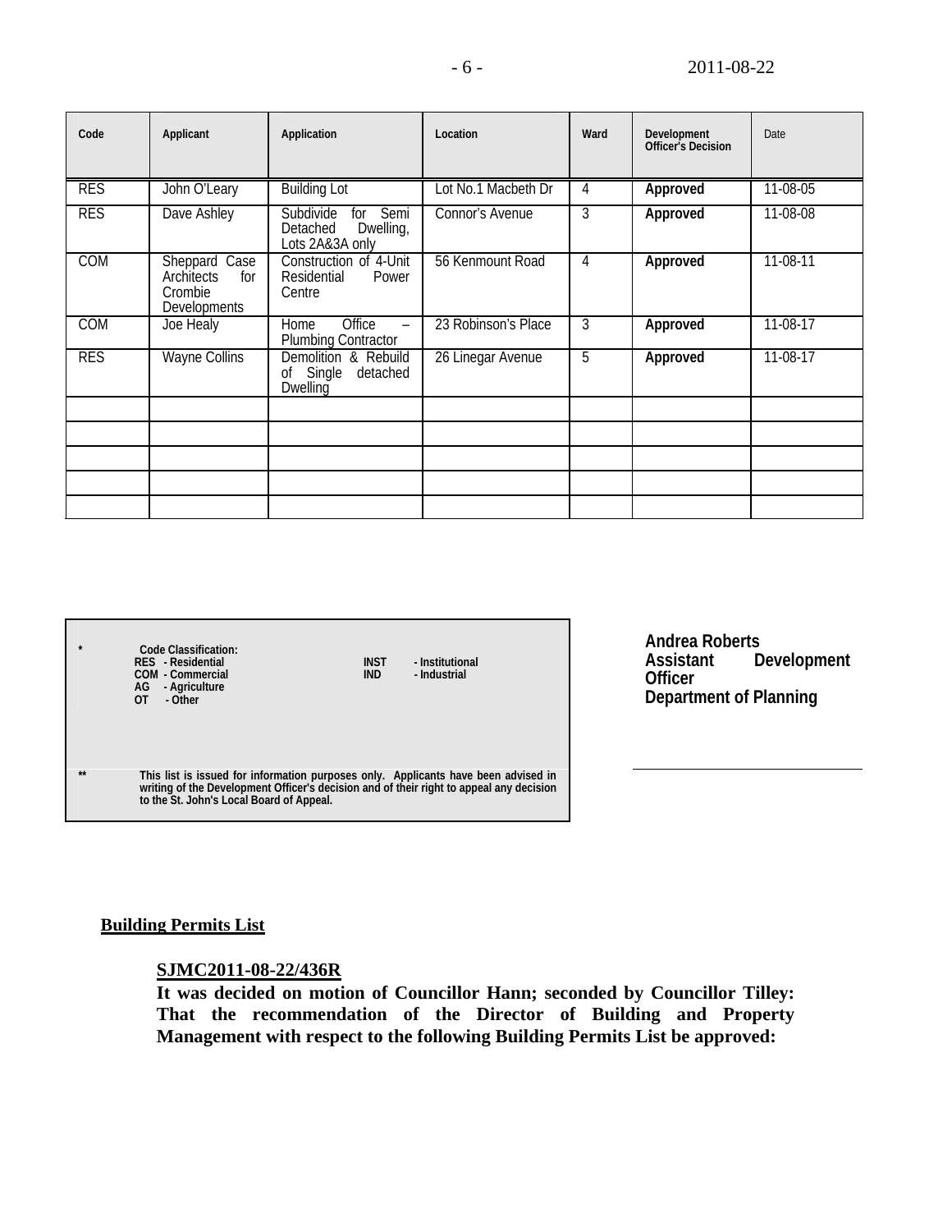| Code | Applicant | Application | Location | Ward | Development Officer's Decision | Date |
|---|---|---|---|---|---|---|
| RES | John O'Leary | Building Lot | Lot No.1 Macbeth Dr | 4 | **Approved** | 11-08-05 |
| RES | Dave Ashley | Subdivide for Semi Detached Dwelling, Lots 2A&3A only | Connor's Avenue | 3 | **Approved** | 11-08-08 |
| COM | Sheppard Case Architects for Crombie Developments | Construction of 4-Unit Residential Power Centre | 56 Kenmount Road | 4 | **Approved** | 11-08-11 |
| COM | Joe Healy | Home Office – Plumbing Contractor | 23 Robinson's Place | 3 | **Approved** | 11-08-17 |
| RES | Wayne Collins | Demolition & Rebuild of Single detached Dwelling | 26 Linegar Avenue | 5 | **Approved** | 11-08-17 |
| | | | | | | |
| | | | | | | |
| | | | | | | |
| | | | | | | |
| | | | | | | |

**\* Code Classification:**
**RES - Residential**
**COM - Commercial**
**AG - Agriculture**
**OT - Other**
**INST - Institutional**
**IND - Industrial**

**\*\* This list is issued for information purposes only. Applicants have been advised in writing of the Development Officer's decision and of their right to appeal any decision to the St. John's Local Board of Appeal.**

**Andrea Roberts**
**Assistant Development Officer**
**Department of Planning**

**<u>Building Permits List</u>**

**<u>SJMC2011-08-22/436R</u>**
**It was decided on motion of Councillor Hann; seconded by Councillor Tilley: That the recommendation of the Director of Building and Property Management with respect to the following Building Permits List be approved:**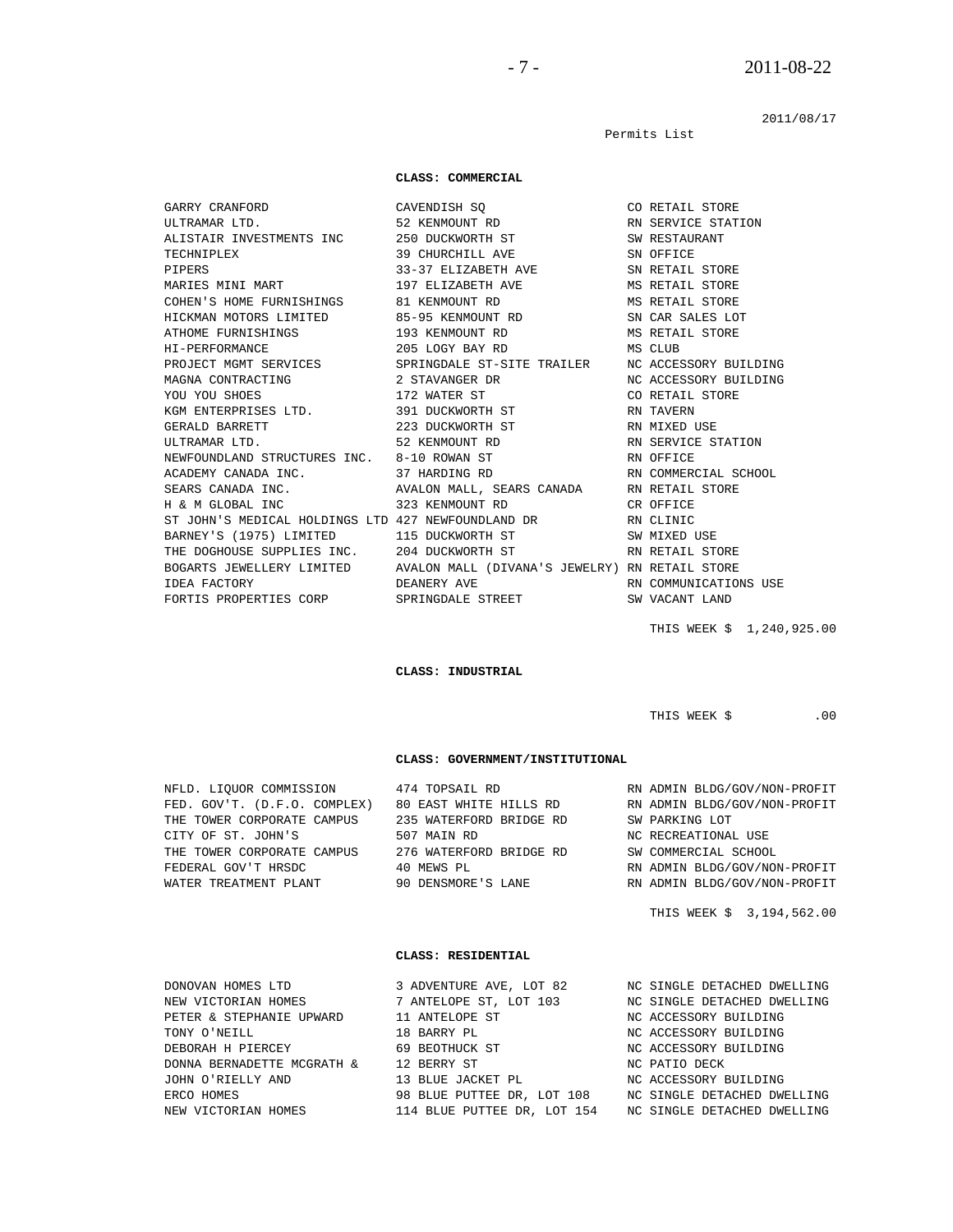2011/08/17

Permits List

**CLASS: COMMERCIAL**

| | | |
|---|---|---|
| GARRY CRANFORD | CAVENDISH SQ | CO RETAIL STORE |
| ULTRAMAR LTD. | 52 KENMOUNT RD | RN SERVICE STATION |
| ALISTAIR INVESTMENTS INC | 250 DUCKWORTH ST | SW RESTAURANT |
| TECHNIPLEX | 39 CHURCHILL AVE | SN OFFICE |
| PIPERS | 33-37 ELIZABETH AVE | SN RETAIL STORE |
| MARIES MINI MART | 197 ELIZABETH AVE | MS RETAIL STORE |
| COHEN'S HOME FURNISHINGS | 81 KENMOUNT RD | MS RETAIL STORE |
| HICKMAN MOTORS LIMITED | 85-95 KENMOUNT RD | SN CAR SALES LOT |
| ATHOME FURNISHINGS | 193 KENMOUNT RD | MS RETAIL STORE |
| HI-PERFORMANCE | 205 LOGY BAY RD | MS CLUB |
| PROJECT MGMT SERVICES | SPRINGDALE ST-SITE TRAILER | NC ACCESSORY BUILDING |
| MAGNA CONTRACTING | 2 STAVANGER DR | NC ACCESSORY BUILDING |
| YOU YOU SHOES | 172 WATER ST | CO RETAIL STORE |
| KGM ENTERPRISES LTD. | 391 DUCKWORTH ST | RN TAVERN |
| GERALD BARRETT | 223 DUCKWORTH ST | RN MIXED USE |
| ULTRAMAR LTD. | 52 KENMOUNT RD | RN SERVICE STATION |
| NEWFOUNDLAND STRUCTURES INC. | 8-10 ROWAN ST | RN OFFICE |
| ACADEMY CANADA INC. | 37 HARDING RD | RN COMMERCIAL SCHOOL |
| SEARS CANADA INC. | AVALON MALL, SEARS CANADA | RN RETAIL STORE |
| H & M GLOBAL INC | 323 KENMOUNT RD | CR OFFICE |
| ST JOHN'S MEDICAL HOLDINGS LTD | 427 NEWFOUNDLAND DR | RN CLINIC |
| BARNEY'S (1975) LIMITED | 115 DUCKWORTH ST | SW MIXED USE |
| THE DOGHOUSE SUPPLIES INC. | 204 DUCKWORTH ST | RN RETAIL STORE |
| BOGARTS JEWELLERY LIMITED | AVALON MALL (DIVANA'S JEWELRY) | RN RETAIL STORE |
| IDEA FACTORY | DEANERY AVE | RN COMMUNICATIONS USE |
| FORTIS PROPERTIES CORP | SPRINGDALE STREET | SW VACANT LAND |

THIS WEEK $ 1,240,925.00

**CLASS: INDUSTRIAL**

THIS WEEK $ .00

**CLASS: GOVERNMENT/INSTITUTIONAL**

| | | |
|---|---|---|
| NFLD. LIQUOR COMMISSION | 474 TOPSAIL RD | RN ADMIN BLDG/GOV/NON-PROFIT |
| FED. GOV'T. (D.F.O. COMPLEX) | 80 EAST WHITE HILLS RD | RN ADMIN BLDG/GOV/NON-PROFIT |
| THE TOWER CORPORATE CAMPUS | 235 WATERFORD BRIDGE RD | SW PARKING LOT |
| CITY OF ST. JOHN'S | 507 MAIN RD | NC RECREATIONAL USE |
| THE TOWER CORPORATE CAMPUS | 276 WATERFORD BRIDGE RD | SW COMMERCIAL SCHOOL |
| FEDERAL GOV'T HRSDC | 40 MEWS PL | RN ADMIN BLDG/GOV/NON-PROFIT |
| WATER TREATMENT PLANT | 90 DENSMORE'S LANE | RN ADMIN BLDG/GOV/NON-PROFIT |

THIS WEEK $ 3,194,562.00

**CLASS: RESIDENTIAL**

| | | |
|---|---|---|
| DONOVAN HOMES LTD | 3 ADVENTURE AVE, LOT 82 | NC SINGLE DETACHED DWELLING |
| NEW VICTORIAN HOMES | 7 ANTELOPE ST, LOT 103 | NC SINGLE DETACHED DWELLING |
| PETER & STEPHANIE UPWARD | 11 ANTELOPE ST | NC ACCESSORY BUILDING |
| TONY O'NEILL | 18 BARRY PL | NC ACCESSORY BUILDING |
| DEBORAH H PIERCEY | 69 BEOTHUCK ST | NC ACCESSORY BUILDING |
| DONNA BERNADETTE MCGRATH & | 12 BERRY ST | NC PATIO DECK |
| JOHN O'RIELLY AND | 13 BLUE JACKET PL | NC ACCESSORY BUILDING |
| ERCO HOMES | 98 BLUE PUTTEE DR, LOT 108 | NC SINGLE DETACHED DWELLING |
| NEW VICTORIAN HOMES | 114 BLUE PUTTEE DR, LOT 154 | NC SINGLE DETACHED DWELLING |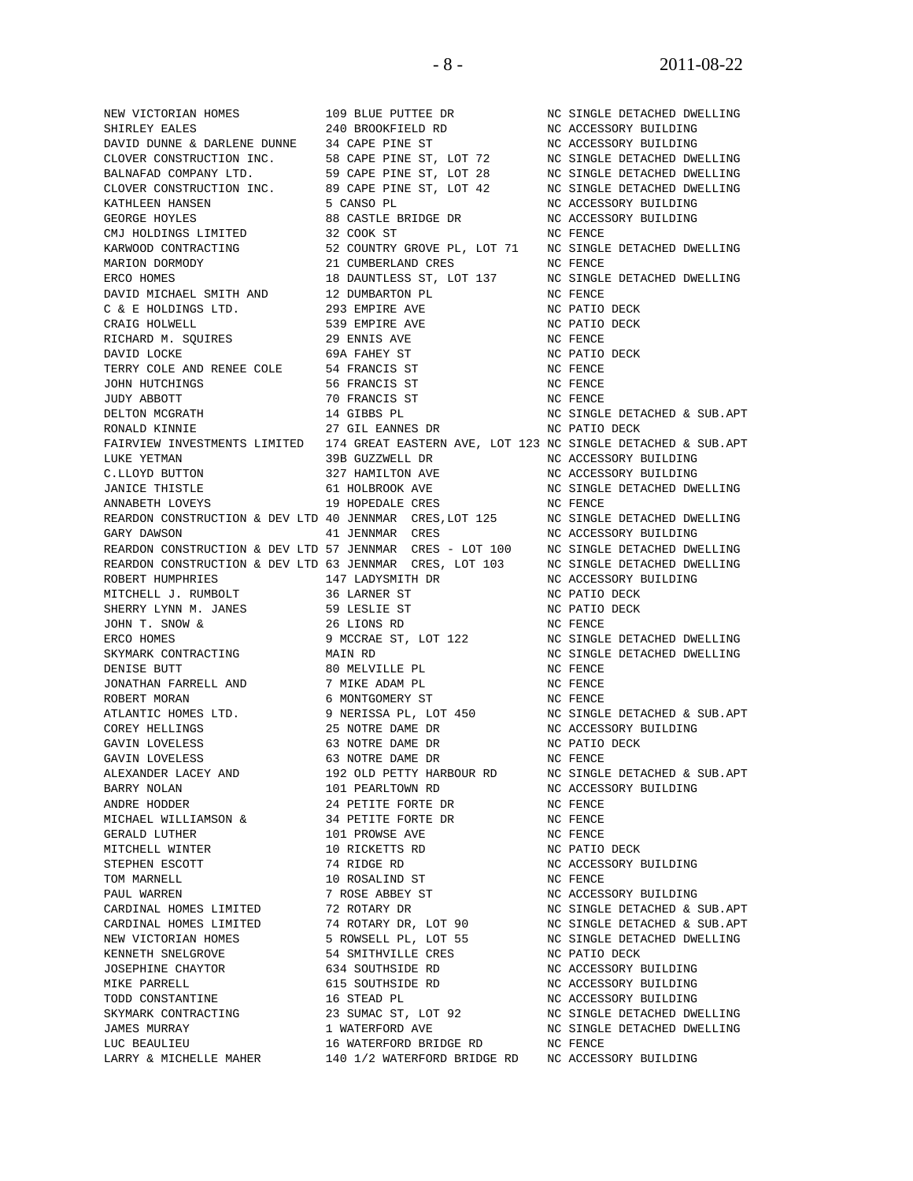| | | |
|---|---|---|
| NEW VICTORIAN HOMES | 109 BLUE PUTTEE DR | NC SINGLE DETACHED DWELLING |
| SHIRLEY EALES | 240 BROOKFIELD RD | NC ACCESSORY BUILDING |
| DAVID DUNNE & DARLENE DUNNE | 34 CAPE PINE ST | NC ACCESSORY BUILDING |
| CLOVER CONSTRUCTION INC. | 58 CAPE PINE ST, LOT 72 | NC SINGLE DETACHED DWELLING |
| BALNAFAD COMPANY LTD. | 59 CAPE PINE ST, LOT 28 | NC SINGLE DETACHED DWELLING |
| CLOVER CONSTRUCTION INC. | 89 CAPE PINE ST, LOT 42 | NC SINGLE DETACHED DWELLING |
| KATHLEEN HANSEN | 5 CANSO PL | NC ACCESSORY BUILDING |
| GEORGE HOYLES | 88 CASTLE BRIDGE DR | NC ACCESSORY BUILDING |
| CMJ HOLDINGS LIMITED | 32 COOK ST | NC FENCE |
| KARWOOD CONTRACTING | 52 COUNTRY GROVE PL, LOT 71 | NC SINGLE DETACHED DWELLING |
| MARION DORMODY | 21 CUMBERLAND CRES | NC FENCE |
| ERCO HOMES | 18 DAUNTLESS ST, LOT 137 | NC SINGLE DETACHED DWELLING |
| DAVID MICHAEL SMITH AND | 12 DUMBARTON PL | NC FENCE |
| C & E HOLDINGS LTD. | 293 EMPIRE AVE | NC PATIO DECK |
| CRAIG HOLWELL | 539 EMPIRE AVE | NC PATIO DECK |
| RICHARD M. SQUIRES | 29 ENNIS AVE | NC FENCE |
| DAVID LOCKE | 69A FAHEY ST | NC PATIO DECK |
| TERRY COLE AND RENEE COLE | 54 FRANCIS ST | NC FENCE |
| JOHN HUTCHINGS | 56 FRANCIS ST | NC FENCE |
| JUDY ABBOTT | 70 FRANCIS ST | NC FENCE |
| DELTON MCGRATH | 14 GIBBS PL | NC SINGLE DETACHED & SUB.APT |
| RONALD KINNIE | 27 GIL EANNES DR | NC PATIO DECK |
| FAIRVIEW INVESTMENTS LIMITED | 174 GREAT EASTERN AVE, LOT 123 | NC SINGLE DETACHED & SUB.APT |
| LUKE YETMAN | 39B GUZZWELL DR | NC ACCESSORY BUILDING |
| C.LLOYD BUTTON | 327 HAMILTON AVE | NC ACCESSORY BUILDING |
| JANICE THISTLE | 61 HOLBROOK AVE | NC SINGLE DETACHED DWELLING |
| ANNABETH LOVEYS | 19 HOPEDALE CRES | NC FENCE |
| REARDON CONSTRUCTION & DEV LTD | 40 JENNMAR CRES,LOT 125 | NC SINGLE DETACHED DWELLING |
| GARY DAWSON | 41 JENNMAR CRES | NC ACCESSORY BUILDING |
| REARDON CONSTRUCTION & DEV LTD | 57 JENNMAR CRES - LOT 100 | NC SINGLE DETACHED DWELLING |
| REARDON CONSTRUCTION & DEV LTD | 63 JENNMAR CRES, LOT 103 | NC SINGLE DETACHED DWELLING |
| ROBERT HUMPHRIES | 147 LADYSMITH DR | NC ACCESSORY BUILDING |
| MITCHELL J. RUMBOLT | 36 LARNER ST | NC PATIO DECK |
| SHERRY LYNN M. JANES | 59 LESLIE ST | NC PATIO DECK |
| JOHN T. SNOW & | 26 LIONS RD | NC FENCE |
| ERCO HOMES | 9 MCCRAE ST, LOT 122 | NC SINGLE DETACHED DWELLING |
| SKYMARK CONTRACTING | MAIN RD | NC SINGLE DETACHED DWELLING |
| DENISE BUTT | 80 MELVILLE PL | NC FENCE |
| JONATHAN FARRELL AND | 7 MIKE ADAM PL | NC FENCE |
| ROBERT MORAN | 6 MONTGOMERY ST | NC FENCE |
| ATLANTIC HOMES LTD. | 9 NERISSA PL, LOT 450 | NC SINGLE DETACHED & SUB.APT |
| COREY HELLINGS | 25 NOTRE DAME DR | NC ACCESSORY BUILDING |
| GAVIN LOVELESS | 63 NOTRE DAME DR | NC PATIO DECK |
| GAVIN LOVELESS | 63 NOTRE DAME DR | NC FENCE |
| ALEXANDER LACEY AND | 192 OLD PETTY HARBOUR RD | NC SINGLE DETACHED & SUB.APT |
| BARRY NOLAN | 101 PEARLTOWN RD | NC ACCESSORY BUILDING |
| ANDRE HODDER | 24 PETITE FORTE DR | NC FENCE |
| MICHAEL WILLIAMSON & | 34 PETITE FORTE DR | NC FENCE |
| GERALD LUTHER | 101 PROWSE AVE | NC FENCE |
| MITCHELL WINTER | 10 RICKETTS RD | NC PATIO DECK |
| STEPHEN ESCOTT | 74 RIDGE RD | NC ACCESSORY BUILDING |
| TOM MARNELL | 10 ROSALIND ST | NC FENCE |
| PAUL WARREN | 7 ROSE ABBEY ST | NC ACCESSORY BUILDING |
| CARDINAL HOMES LIMITED | 72 ROTARY DR | NC SINGLE DETACHED & SUB.APT |
| CARDINAL HOMES LIMITED | 74 ROTARY DR, LOT 90 | NC SINGLE DETACHED & SUB.APT |
| NEW VICTORIAN HOMES | 5 ROWSELL PL, LOT 55 | NC SINGLE DETACHED DWELLING |
| KENNETH SNELGROVE | 54 SMITHVILLE CRES | NC PATIO DECK |
| JOSEPHINE CHAYTOR | 634 SOUTHSIDE RD | NC ACCESSORY BUILDING |
| MIKE PARRELL | 615 SOUTHSIDE RD | NC ACCESSORY BUILDING |
| TODD CONSTANTINE | 16 STEAD PL | NC ACCESSORY BUILDING |
| SKYMARK CONTRACTING | 23 SUMAC ST, LOT 92 | NC SINGLE DETACHED DWELLING |
| JAMES MURRAY | 1 WATERFORD AVE | NC SINGLE DETACHED DWELLING |
| LUC BEAULIEU | 16 WATERFORD BRIDGE RD | NC FENCE |
| LARRY & MICHELLE MAHER | 140 1/2 WATERFORD BRIDGE RD | NC ACCESSORY BUILDING |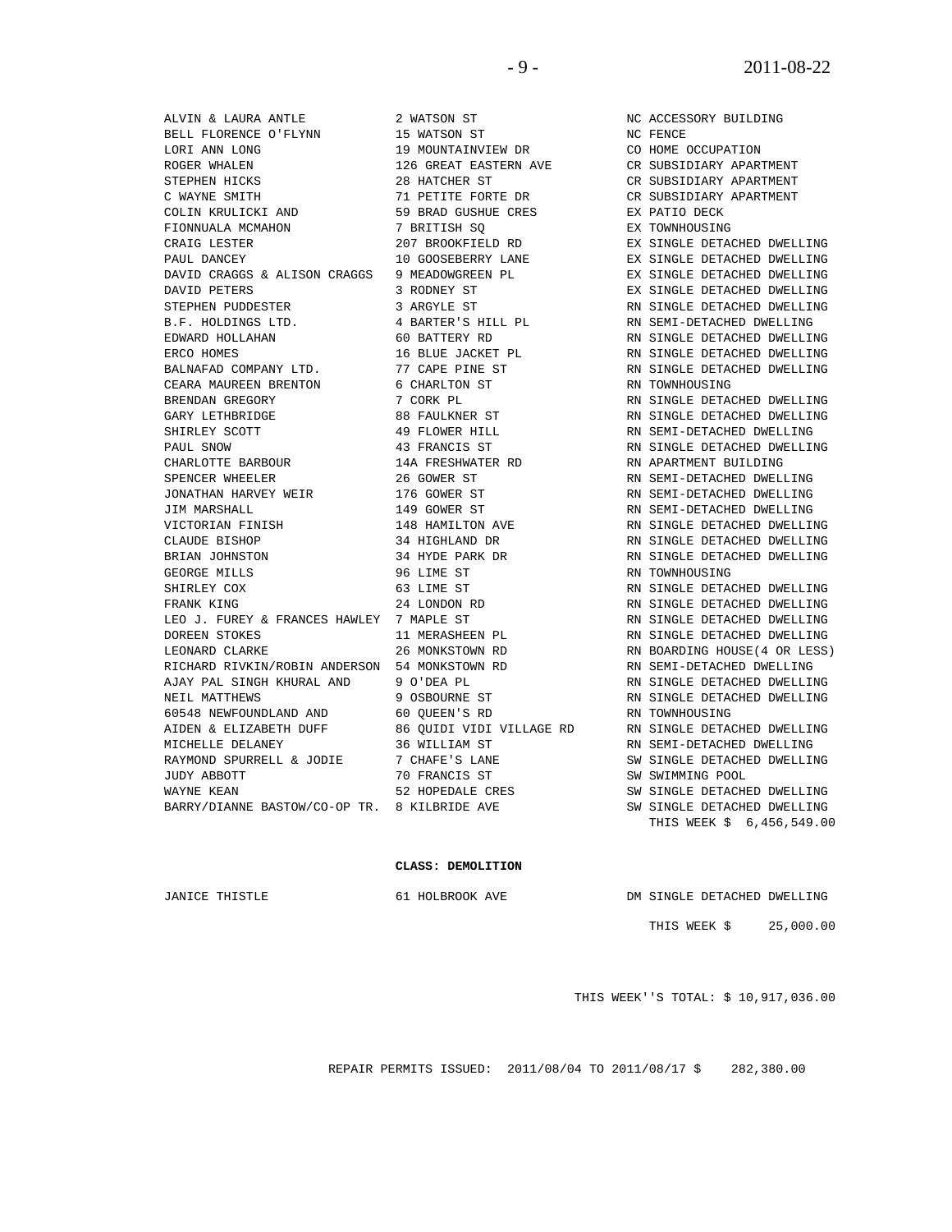| | | |
|---|---|---|
| ALVIN & LAURA ANTLE | 2 WATSON ST | NC ACCESSORY BUILDING |
| BELL FLORENCE O'FLYNN | 15 WATSON ST | NC FENCE |
| LORI ANN LONG | 19 MOUNTAINVIEW DR | CO HOME OCCUPATION |
| ROGER WHALEN | 126 GREAT EASTERN AVE | CR SUBSIDIARY APARTMENT |
| STEPHEN HICKS | 28 HATCHER ST | CR SUBSIDIARY APARTMENT |
| C WAYNE SMITH | 71 PETITE FORTE DR | CR SUBSIDIARY APARTMENT |
| COLIN KRULICKI AND | 59 BRAD GUSHUE CRES | EX PATIO DECK |
| FIONNUALA MCMAHON | 7 BRITISH SQ | EX TOWNHOUSING |
| CRAIG LESTER | 207 BROOKFIELD RD | EX SINGLE DETACHED DWELLING |
| PAUL DANCEY | 10 GOOSEBERRY LANE | EX SINGLE DETACHED DWELLING |
| DAVID CRAGGS & ALISON CRAGGS | 9 MEADOWGREEN PL | EX SINGLE DETACHED DWELLING |
| DAVID PETERS | 3 RODNEY ST | EX SINGLE DETACHED DWELLING |
| STEPHEN PUDDESTER | 3 ARGYLE ST | RN SINGLE DETACHED DWELLING |
| B.F. HOLDINGS LTD. | 4 BARTER'S HILL PL | RN SEMI-DETACHED DWELLING |
| EDWARD HOLLAHAN | 60 BATTERY RD | RN SINGLE DETACHED DWELLING |
| ERCO HOMES | 16 BLUE JACKET PL | RN SINGLE DETACHED DWELLING |
| BALNAFAD COMPANY LTD. | 77 CAPE PINE ST | RN SINGLE DETACHED DWELLING |
| CEARA MAUREEN BRENTON | 6 CHARLTON ST | RN TOWNHOUSING |
| BRENDAN GREGORY | 7 CORK PL | RN SINGLE DETACHED DWELLING |
| GARY LETHBRIDGE | 88 FAULKNER ST | RN SINGLE DETACHED DWELLING |
| SHIRLEY SCOTT | 49 FLOWER HILL | RN SEMI-DETACHED DWELLING |
| PAUL SNOW | 43 FRANCIS ST | RN SINGLE DETACHED DWELLING |
| CHARLOTTE BARBOUR | 14A FRESHWATER RD | RN APARTMENT BUILDING |
| SPENCER WHEELER | 26 GOWER ST | RN SEMI-DETACHED DWELLING |
| JONATHAN HARVEY WEIR | 176 GOWER ST | RN SEMI-DETACHED DWELLING |
| JIM MARSHALL | 149 GOWER ST | RN SEMI-DETACHED DWELLING |
| VICTORIAN FINISH | 148 HAMILTON AVE | RN SINGLE DETACHED DWELLING |
| CLAUDE BISHOP | 34 HIGHLAND DR | RN SINGLE DETACHED DWELLING |
| BRIAN JOHNSTON | 34 HYDE PARK DR | RN SINGLE DETACHED DWELLING |
| GEORGE MILLS | 96 LIME ST | RN TOWNHOUSING |
| SHIRLEY COX | 63 LIME ST | RN SINGLE DETACHED DWELLING |
| FRANK KING | 24 LONDON RD | RN SINGLE DETACHED DWELLING |
| LEO J. FUREY & FRANCES HAWLEY | 7 MAPLE ST | RN SINGLE DETACHED DWELLING |
| DOREEN STOKES | 11 MERASHEEN PL | RN SINGLE DETACHED DWELLING |
| LEONARD CLARKE | 26 MONKSTOWN RD | RN BOARDING HOUSE(4 OR LESS) |
| RICHARD RIVKIN/ROBIN ANDERSON | 54 MONKSTOWN RD | RN SEMI-DETACHED DWELLING |
| AJAY PAL SINGH KHURAL AND | 9 O'DEA PL | RN SINGLE DETACHED DWELLING |
| NEIL MATTHEWS | 9 OSBOURNE ST | RN SINGLE DETACHED DWELLING |
| 60548 NEWFOUNDLAND AND | 60 QUEEN'S RD | RN TOWNHOUSING |
| AIDEN & ELIZABETH DUFF | 86 QUIDI VIDI VILLAGE RD | RN SINGLE DETACHED DWELLING |
| MICHELLE DELANEY | 36 WILLIAM ST | RN SEMI-DETACHED DWELLING |
| RAYMOND SPURRELL & JODIE | 7 CHAFE'S LANE | SW SINGLE DETACHED DWELLING |
| JUDY ABBOTT | 70 FRANCIS ST | SW SWIMMING POOL |
| WAYNE KEAN | 52 HOPEDALE CRES | SW SINGLE DETACHED DWELLING |
| BARRY/DIANNE BASTOW/CO-OP TR. | 8 KILBRIDE AVE | SW SINGLE DETACHED DWELLING |
| | | THIS WEEK $ 6,456,549.00 |

**CLASS: DEMOLITION**

| | | |
|---|---|---|
| JANICE THISTLE | 61 HOLBROOK AVE | DM SINGLE DETACHED DWELLING |
| | | THIS WEEK $ 25,000.00 |

THIS WEEK''S TOTAL: $ 10,917,036.00

REPAIR PERMITS ISSUED: 2011/08/04 TO 2011/08/17 $ 282,380.00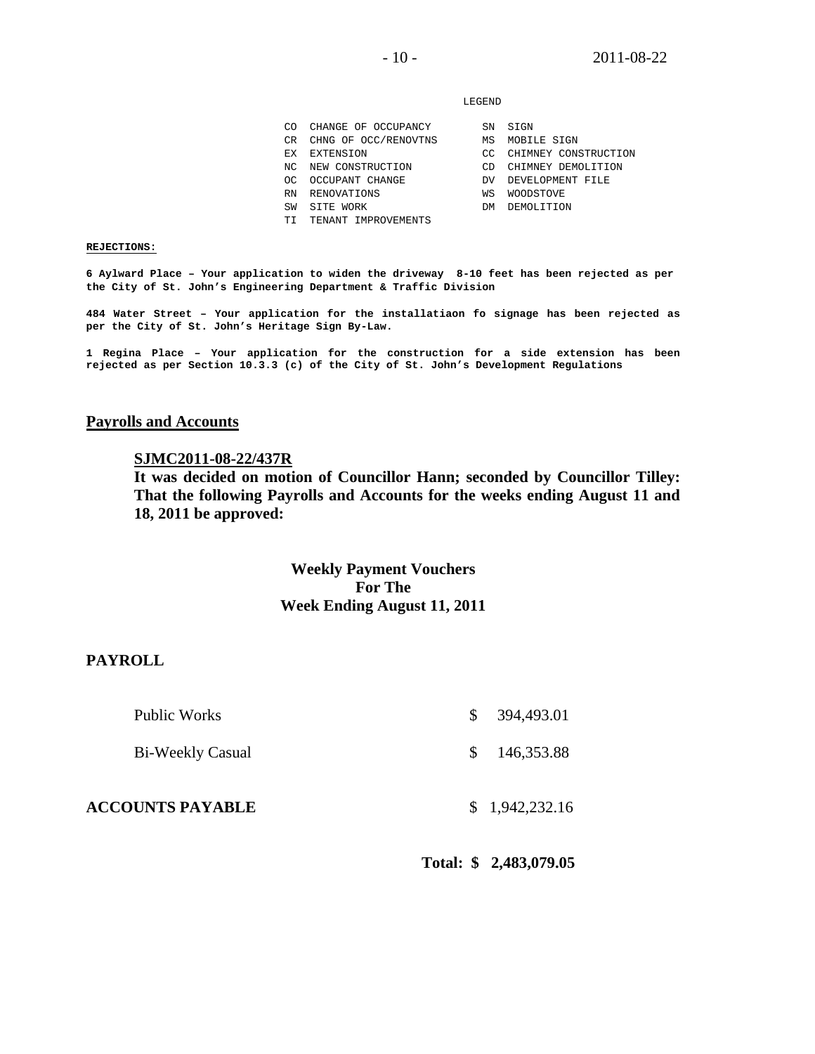LEGEND

| | | | |
|---|---|---|---|
| CO | CHANGE OF OCCUPANCY | SN | SIGN |
| CR | CHNG OF OCC/RENOVTNS | MS | MOBILE SIGN |
| EX | EXTENSION | CC | CHIMNEY CONSTRUCTION |
| NC | NEW CONSTRUCTION | CD | CHIMNEY DEMOLITION |
| OC | OCCUPANT CHANGE | DV | DEVELOPMENT FILE |
| RN | RENOVATIONS | WS | WOODSTOVE |
| SW | SITE WORK | DM | DEMOLITION |
| TI | TENANT IMPROVEMENTS | | |

**REJECTIONS:**

**6 Aylward Place – Your application to widen the driveway 8-10 feet has been rejected as per the City of St. John's Engineering Department & Traffic Division**

**484 Water Street – Your application for the installatiaon fo signage has been rejected as per the City of St. John's Heritage Sign By-Law.**

**1 Regina Place – Your application for the construction for a side extension has been rejected as per Section 10.3.3 (c) of the City of St. John's Development Regulations**

## Payrolls and Accounts

**SJMC2011-08-22/437R**

**It was decided on motion of Councillor Hann; seconded by Councillor Tilley: That the following Payrolls and Accounts for the weeks ending August 11 and 18, 2011 be approved:**

**Weekly Payment Vouchers For The Week Ending August 11, 2011**

**PAYROLL**

| | |
|---|---|
| Public Works | $ 394,493.01 |
| Bi-Weekly Casual | $ 146,353.88 |
| **ACCOUNTS PAYABLE** | $ 1,942,232.16 |
| **Total:** | **$ 2,483,079.05** |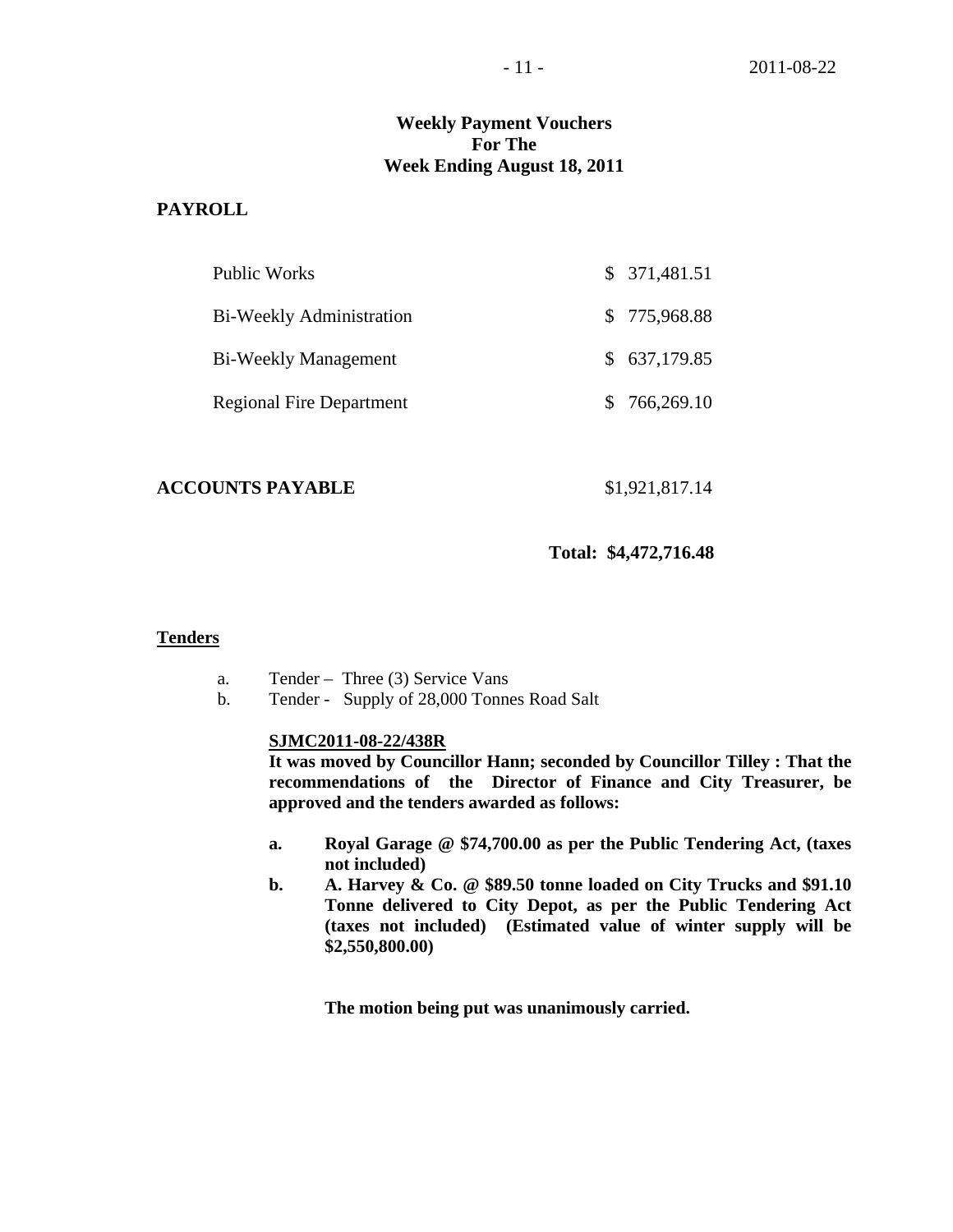## Weekly Payment Vouchers For The Week Ending August 18, 2011

**PAYROLL**

| | |
|---|---|
| Public Works | $ 371,481.51 |
| Bi-Weekly Administration | $ 775,968.88 |
| Bi-Weekly Management | $ 637,179.85 |
| Regional Fire Department | $ 766,269.10 |
| **ACCOUNTS PAYABLE** | $1,921,817.14 |
| **Total:** | **$4,472,716.48** |

**Tenders**

a. Tender – Three (3) Service Vans
b. Tender - Supply of 28,000 Tonnes Road Salt

**SJMC2011-08-22/438R**

**It was moved by Councillor Hann; seconded by Councillor Tilley : That the recommendations of the Director of Finance and City Treasurer, be approved and the tenders awarded as follows:**

**a. Royal Garage @ $74,700.00 as per the Public Tendering Act, (taxes not included)**

**b. A. Harvey & Co. @ $89.50 tonne loaded on City Trucks and $91.10 Tonne delivered to City Depot, as per the Public Tendering Act (taxes not included) (Estimated value of winter supply will be $2,550,800.00)**

**The motion being put was unanimously carried.**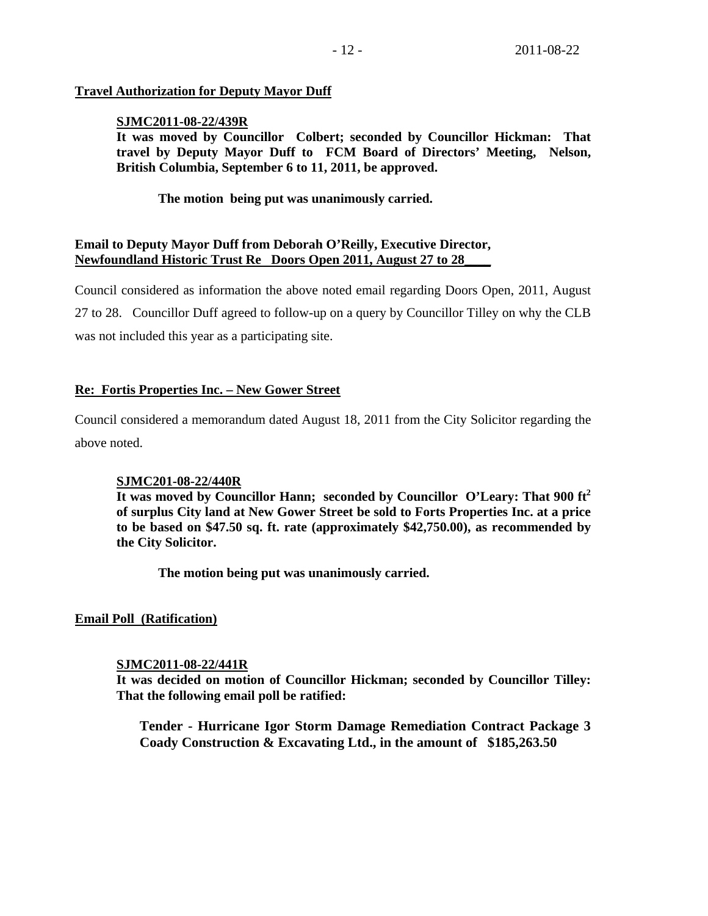**<u>Travel Authorization for Deputy Mayor Duff</u>**

**<u>SJMC2011-08-22/439R</u>**
**It was moved by Councillor Colbert; seconded by Councillor Hickman: That travel by Deputy Mayor Duff to FCM Board of Directors' Meeting, Nelson, British Columbia, September 6 to 11, 2011, be approved.**

**The motion being put was unanimously carried.**

**Email to Deputy Mayor Duff from Deborah O'Reilly, Executive Director, <u>Newfoundland Historic Trust Re Doors Open 2011, August 27 to 28</u>**

Council considered as information the above noted email regarding Doors Open, 2011, August 27 to 28. Councillor Duff agreed to follow-up on a query by Councillor Tilley on why the CLB was not included this year as a participating site.

**<u>Re: Fortis Properties Inc. – New Gower Street</u>**

Council considered a memorandum dated August 18, 2011 from the City Solicitor regarding the above noted.

**<u>SJMC201-08-22/440R</u>**
**It was moved by Councillor Hann; seconded by Councillor O'Leary: That 900 $ft^2$ of surplus City land at New Gower Street be sold to Forts Properties Inc. at a price to be based on $47.50 sq. ft. rate (approximately $42,750.00), as recommended by the City Solicitor.**

**The motion being put was unanimously carried.**

**<u>Email Poll (Ratification)</u>**

**<u>SJMC2011-08-22/441R</u>**
**It was decided on motion of Councillor Hickman; seconded by Councillor Tilley: That the following email poll be ratified:**

**Tender - Hurricane Igor Storm Damage Remediation Contract Package 3 Coady Construction & Excavating Ltd., in the amount of $185,263.50**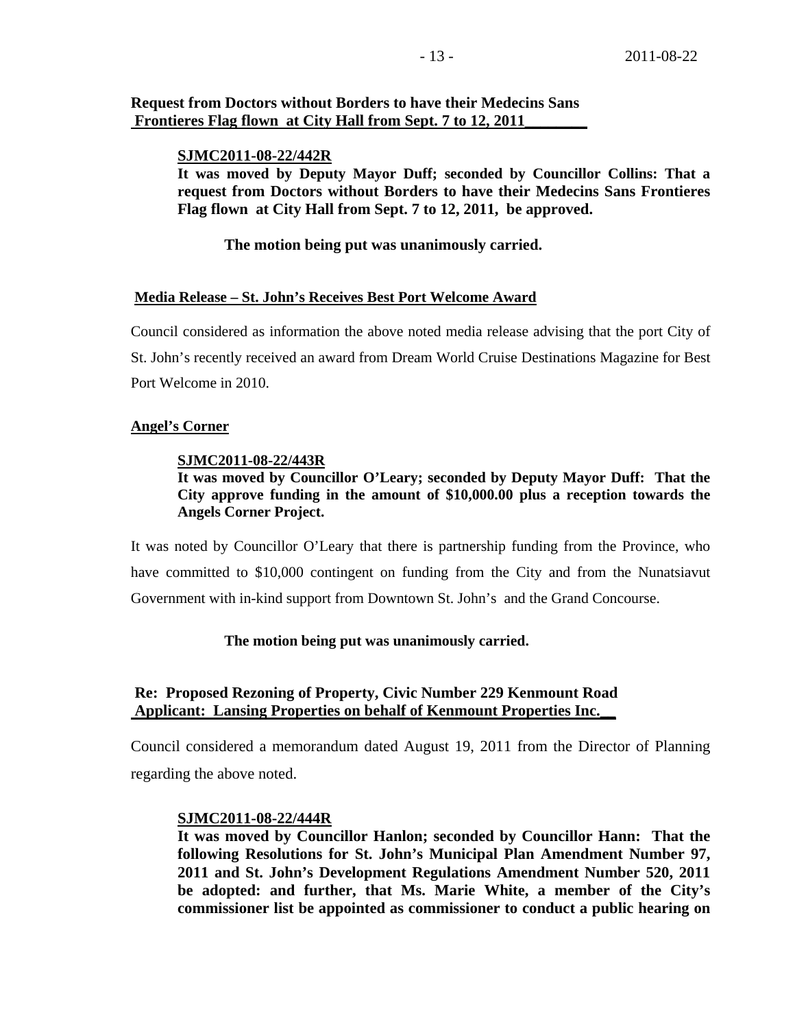**Request from Doctors without Borders to have their Medecins Sans Frontieres Flag flown at City Hall from Sept. 7 to 12, 2011**

**SJMC2011-08-22/442R**
**It was moved by Deputy Mayor Duff; seconded by Councillor Collins: That a request from Doctors without Borders to have their Medecins Sans Frontieres Flag flown at City Hall from Sept. 7 to 12, 2011, be approved.**

**The motion being put was unanimously carried.**

**Media Release – St. John's Receives Best Port Welcome Award**

Council considered as information the above noted media release advising that the port City of St. John's recently received an award from Dream World Cruise Destinations Magazine for Best Port Welcome in 2010.

**Angel's Corner**

**SJMC2011-08-22/443R**
**It was moved by Councillor O'Leary; seconded by Deputy Mayor Duff: That the City approve funding in the amount of $10,000.00 plus a reception towards the Angels Corner Project.**

It was noted by Councillor O'Leary that there is partnership funding from the Province, who have committed to $10,000 contingent on funding from the City and from the Nunatsiavut Government with in-kind support from Downtown St. John's and the Grand Concourse.

**The motion being put was unanimously carried.**

**Re: Proposed Rezoning of Property, Civic Number 229 Kenmount Road Applicant: Lansing Properties on behalf of Kenmount Properties Inc.**

Council considered a memorandum dated August 19, 2011 from the Director of Planning regarding the above noted.

**SJMC2011-08-22/444R**
**It was moved by Councillor Hanlon; seconded by Councillor Hann: That the following Resolutions for St. John's Municipal Plan Amendment Number 97, 2011 and St. John's Development Regulations Amendment Number 520, 2011 be adopted: and further, that Ms. Marie White, a member of the City's commissioner list be appointed as commissioner to conduct a public hearing on**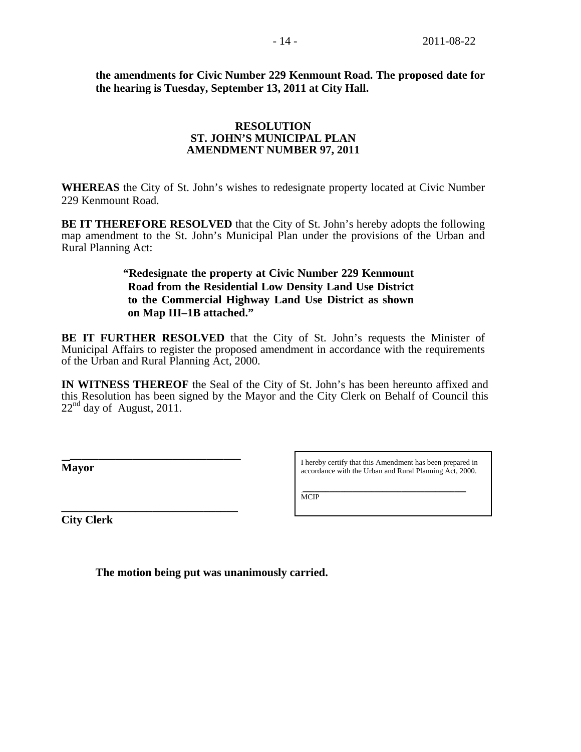**the amendments for Civic Number 229 Kenmount Road. The proposed date for the hearing is Tuesday, September 13, 2011 at City Hall.**

**RESOLUTION**
**ST. JOHN'S MUNICIPAL PLAN**
**AMENDMENT NUMBER 97, 2011**

**WHEREAS** the City of St. John's wishes to redesignate property located at Civic Number 229 Kenmount Road.

**BE IT THEREFORE RESOLVED** that the City of St. John's hereby adopts the following map amendment to the St. John's Municipal Plan under the provisions of the Urban and Rural Planning Act:

> **"Redesignate the property at Civic Number 229 Kenmount Road from the Residential Low Density Land Use District to the Commercial Highway Land Use District as shown on Map III–1B attached."**

**BE IT FURTHER RESOLVED** that the City of St. John's requests the Minister of Municipal Affairs to register the proposed amendment in accordance with the requirements of the Urban and Rural Planning Act, 2000.

**IN WITNESS THEREOF** the Seal of the City of St. John's has been hereunto affixed and this Resolution has been signed by the Mayor and the City Clerk on Behalf of Council this 22nd day of August, 2011.

\_\_\_\_\_\_\_\_\_\_\_\_\_\_\_\_\_\_\_\_\_\_\_\_\_\_\_\_\_\_
**Mayor**

\_\_\_\_\_\_\_\_\_\_\_\_\_\_\_\_\_\_\_\_\_\_\_\_\_\_\_\_\_\_
**City Clerk**

I hereby certify that this Amendment has been prepared in accordance with the Urban and Rural Planning Act, 2000.

\_\_\_\_\_\_\_\_\_\_\_\_\_\_\_\_\_\_\_\_\_\_\_\_\_\_\_\_\_\_
MCIP

**The motion being put was unanimously carried.**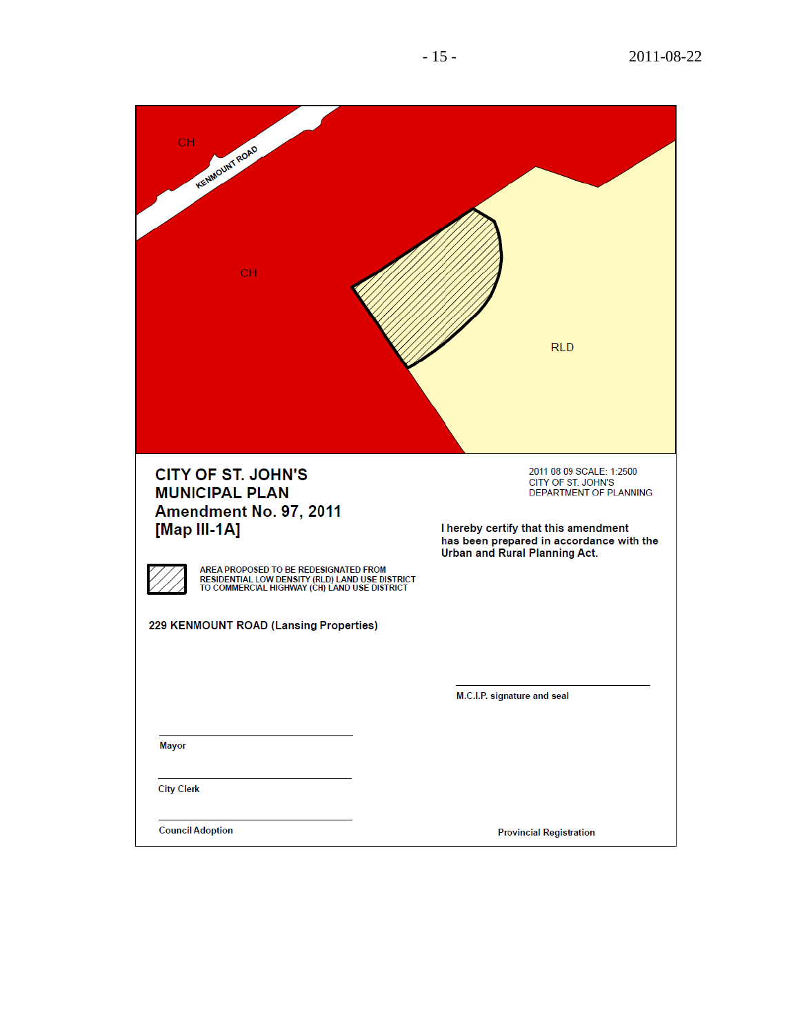CH

KENMOUNT ROAD

CH

RLD

# CITY OF ST. JOHN'S MUNICIPAL PLAN
## Amendment No. 97, 2011
## [Map III-1A]

2011 08 09 SCALE: 1:2500
CITY OF ST. JOHN'S
DEPARTMENT OF PLANNING

**I hereby certify that this amendment has been prepared in accordance with the Urban and Rural Planning Act.**

AREA PROPOSED TO BE REDESIGNATED FROM RESIDENTIAL LOW DENSITY (RLD) LAND USE DISTRICT TO COMMERCIAL HIGHWAY (CH) LAND USE DISTRICT

**229 KENMOUNT ROAD (Lansing Properties)**

______________________________
**M.C.I.P. signature and seal**

______________________________
**Mayor**

______________________________
**City Clerk**

______________________________
**Council Adoption**

**Provincial Registration**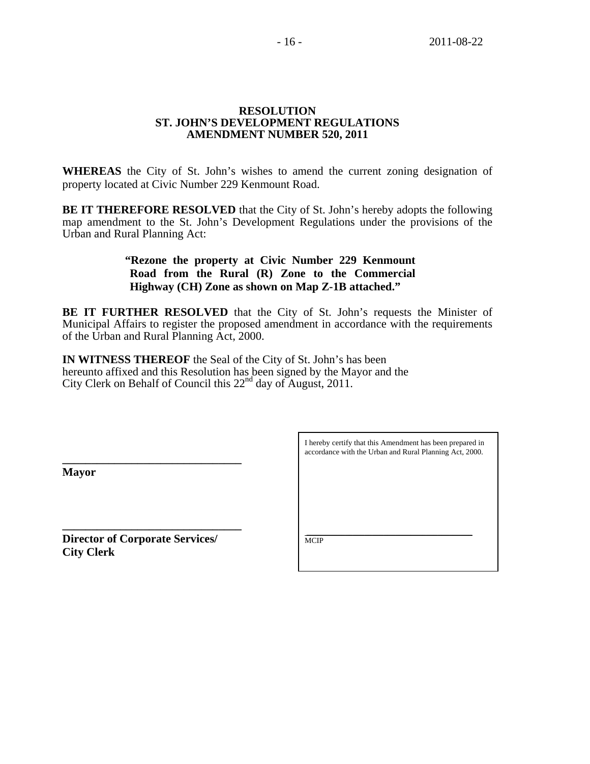**RESOLUTION**
**ST. JOHN'S DEVELOPMENT REGULATIONS**
**AMENDMENT NUMBER 520, 2011**

**WHEREAS** the City of St. John's wishes to amend the current zoning designation of property located at Civic Number 229 Kenmount Road.

**BE IT THEREFORE RESOLVED** that the City of St. John's hereby adopts the following map amendment to the St. John's Development Regulations under the provisions of the Urban and Rural Planning Act:

> **"Rezone the property at Civic Number 229 Kenmount Road from the Rural (R) Zone to the Commercial Highway (CH) Zone as shown on Map Z-1B attached."**

**BE IT FURTHER RESOLVED** that the City of St. John's requests the Minister of Municipal Affairs to register the proposed amendment in accordance with the requirements of the Urban and Rural Planning Act, 2000.

**IN WITNESS THEREOF** the Seal of the City of St. John's has been hereunto affixed and this Resolution has been signed by the Mayor and the City Clerk on Behalf of Council this 22nd day of August, 2011.

\_\_\_\_\_\_\_\_\_\_\_\_\_\_\_\_\_\_\_\_\_\_\_\_\_\_\_\_\_\_
**Mayor**

\_\_\_\_\_\_\_\_\_\_\_\_\_\_\_\_\_\_\_\_\_\_\_\_\_\_\_\_\_\_
**Director of Corporate Services/**
**City Clerk**

I hereby certify that this Amendment has been prepared in accordance with the Urban and Rural Planning Act, 2000.

\_\_\_\_\_\_\_\_\_\_\_\_\_\_\_\_\_\_\_\_\_\_\_\_\_\_\_\_\_\_
MCIP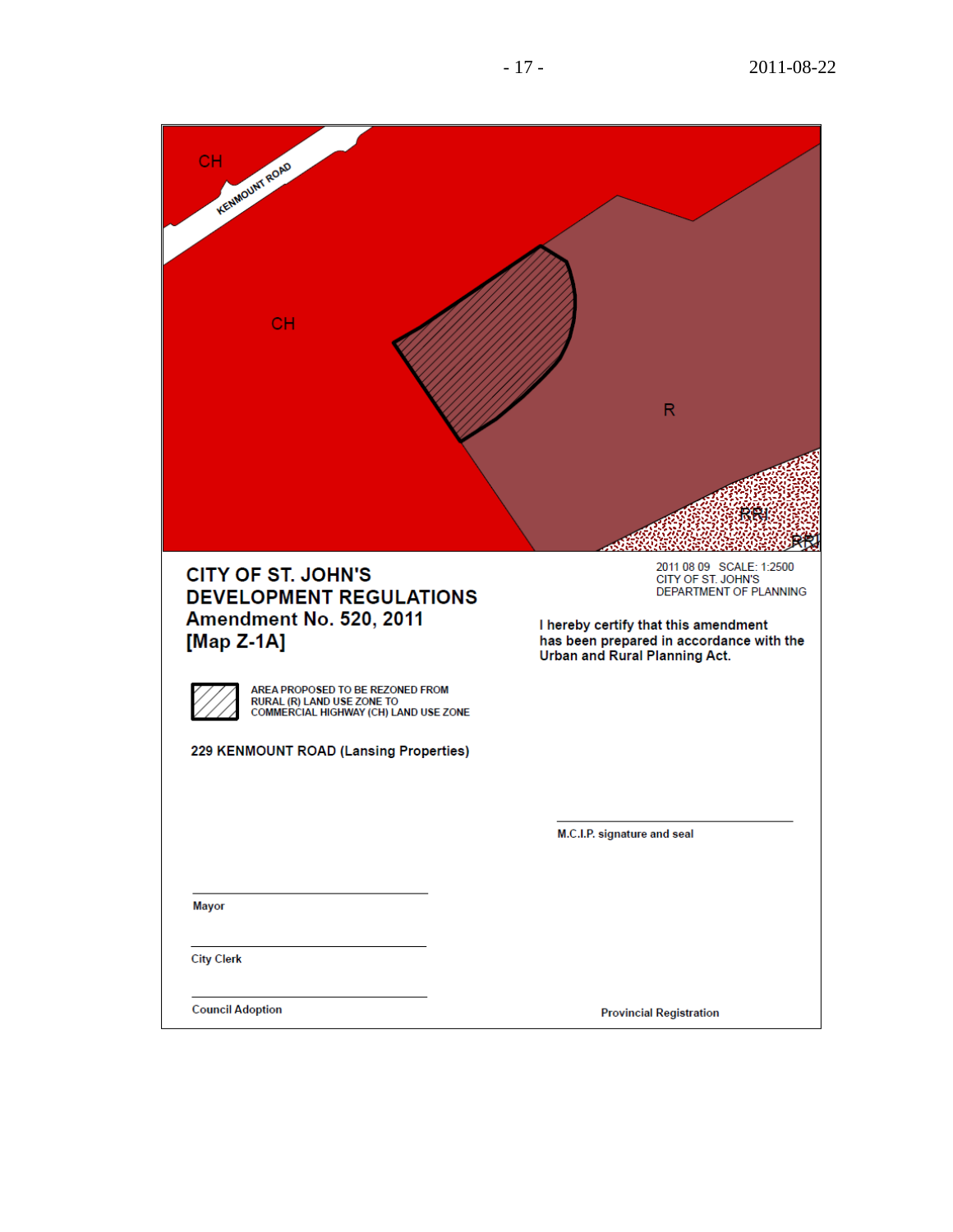CH

KENMOUNT ROAD

CH

R

RRI

RRI

**CITY OF ST. JOHN'S**
**DEVELOPMENT REGULATIONS**
**Amendment No. 520, 2011**
**[Map Z-1A]**

2011 08 09 SCALE: 1:2500
CITY OF ST. JOHN'S
DEPARTMENT OF PLANNING

**I hereby certify that this amendment has been prepared in accordance with the Urban and Rural Planning Act.**

AREA PROPOSED TO BE REZONED FROM RURAL (R) LAND USE ZONE TO COMMERCIAL HIGHWAY (CH) LAND USE ZONE

**229 KENMOUNT ROAD (Lansing Properties)**

**M.C.I.P. signature and seal**

**Mayor**

**City Clerk**

**Council Adoption**

**Provincial Registration**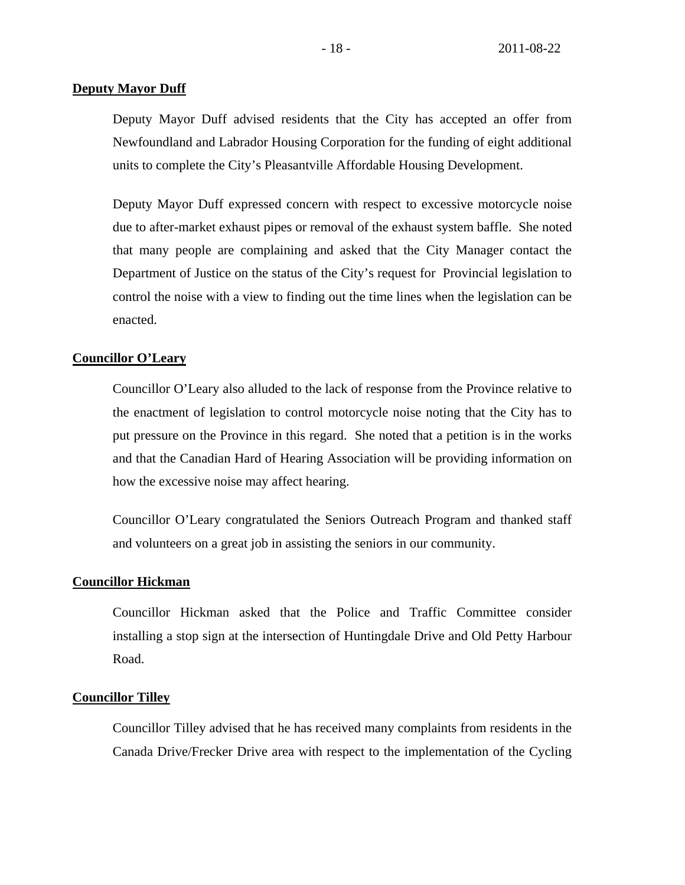**Deputy Mayor Duff**

Deputy Mayor Duff advised residents that the City has accepted an offer from Newfoundland and Labrador Housing Corporation for the funding of eight additional units to complete the City's Pleasantville Affordable Housing Development.

Deputy Mayor Duff expressed concern with respect to excessive motorcycle noise due to after-market exhaust pipes or removal of the exhaust system baffle. She noted that many people are complaining and asked that the City Manager contact the Department of Justice on the status of the City's request for Provincial legislation to control the noise with a view to finding out the time lines when the legislation can be enacted.

**Councillor O'Leary**

Councillor O'Leary also alluded to the lack of response from the Province relative to the enactment of legislation to control motorcycle noise noting that the City has to put pressure on the Province in this regard. She noted that a petition is in the works and that the Canadian Hard of Hearing Association will be providing information on how the excessive noise may affect hearing.

Councillor O'Leary congratulated the Seniors Outreach Program and thanked staff and volunteers on a great job in assisting the seniors in our community.

**Councillor Hickman**

Councillor Hickman asked that the Police and Traffic Committee consider installing a stop sign at the intersection of Huntingdale Drive and Old Petty Harbour Road.

**Councillor Tilley**

Councillor Tilley advised that he has received many complaints from residents in the Canada Drive/Frecker Drive area with respect to the implementation of the Cycling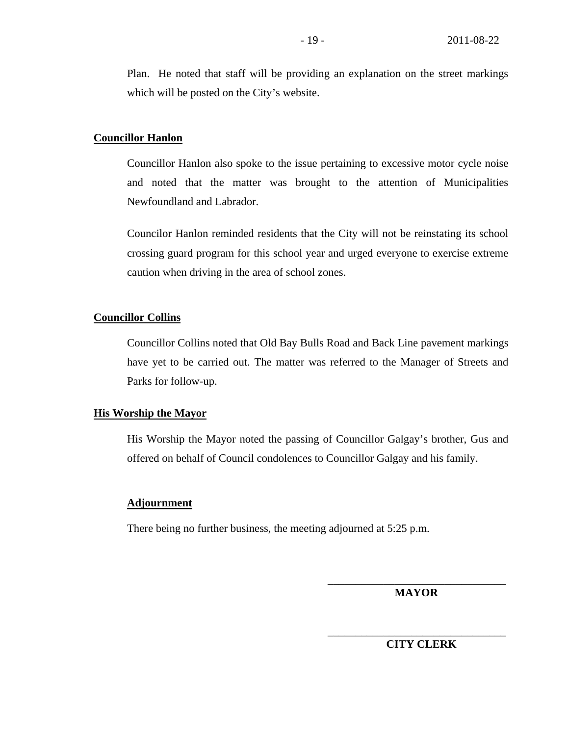Plan. He noted that staff will be providing an explanation on the street markings which will be posted on the City's website.

**Councillor Hanlon**

Councillor Hanlon also spoke to the issue pertaining to excessive motor cycle noise and noted that the matter was brought to the attention of Municipalities Newfoundland and Labrador.

Councilor Hanlon reminded residents that the City will not be reinstating its school crossing guard program for this school year and urged everyone to exercise extreme caution when driving in the area of school zones.

**Councillor Collins**

Councillor Collins noted that Old Bay Bulls Road and Back Line pavement markings have yet to be carried out. The matter was referred to the Manager of Streets and Parks for follow-up.

**His Worship the Mayor**

His Worship the Mayor noted the passing of Councillor Galgay's brother, Gus and offered on behalf of Council condolences to Councillor Galgay and his family.

**Adjournment**

There being no further business, the meeting adjourned at 5:25 p.m.

\_\_\_\_\_\_\_\_\_\_\_\_\_\_\_\_\_\_\_\_\_\_\_\_\_\_\_\_\_\_\_\_

**MAYOR**

\_\_\_\_\_\_\_\_\_\_\_\_\_\_\_\_\_\_\_\_\_\_\_\_\_\_\_\_\_\_\_\_

**CITY CLERK**